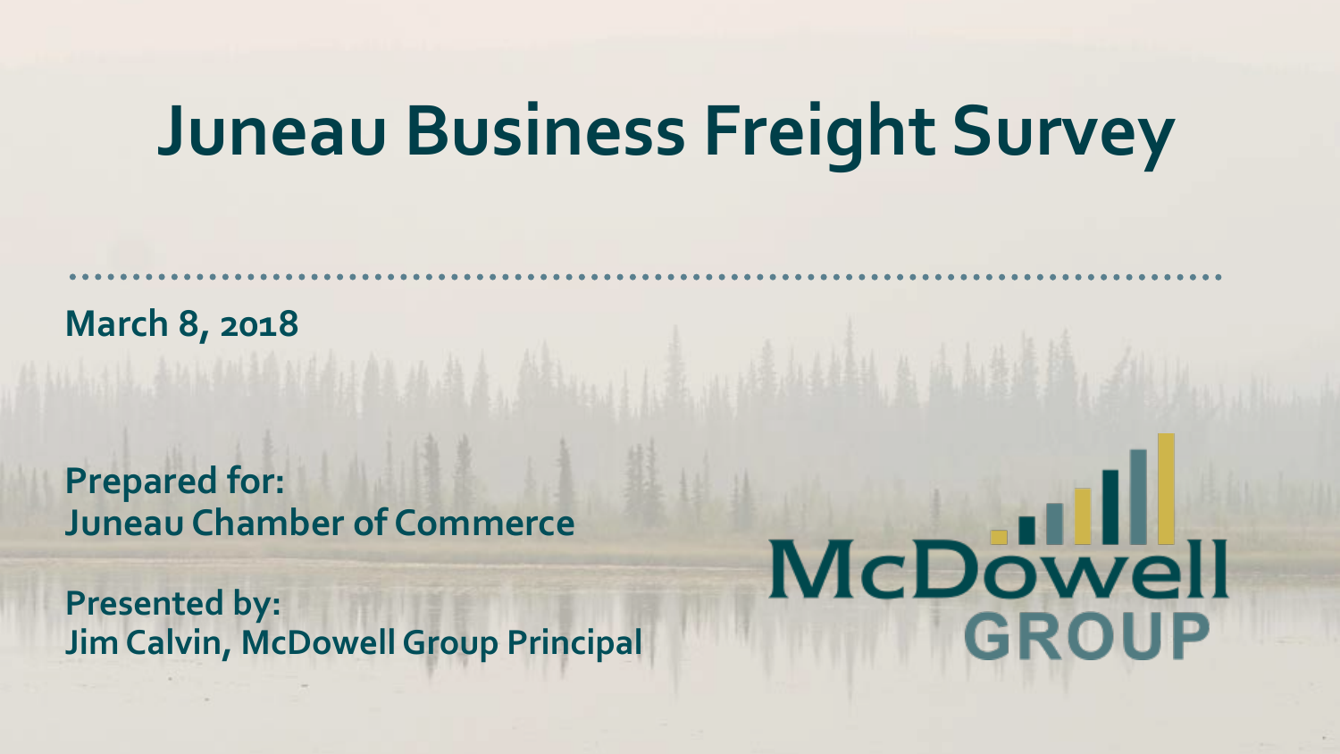# Juneau Business Freight Survey

**March 8, 2018**

**Prepared for:**
**Juneau Chamber of Commerce**

**Presented by:**
**Jim Calvin, McDowell Group Principal**

McDowell GROUP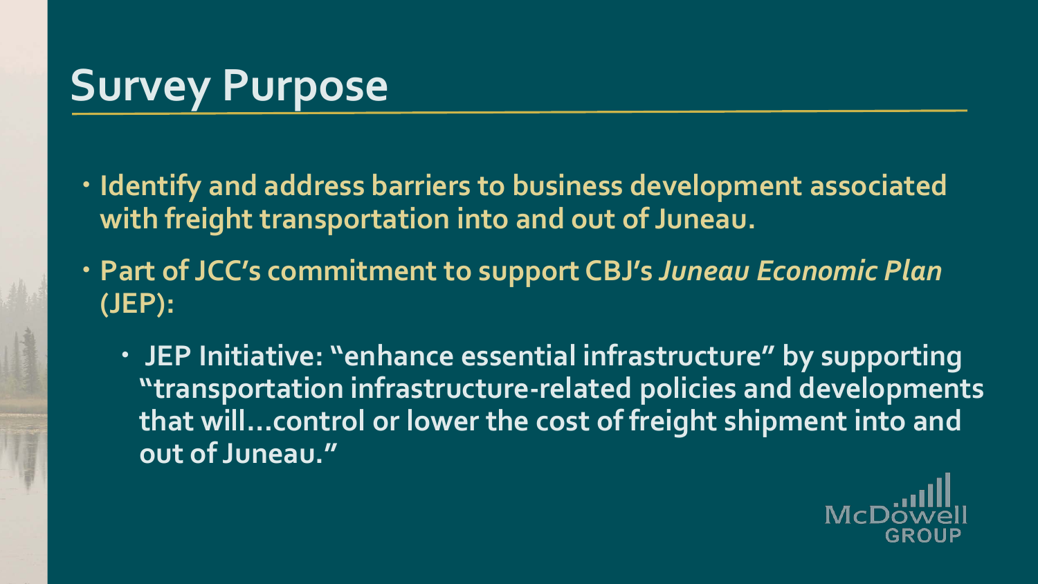# Survey Purpose

- **Identify and address barriers to business development associated with freight transportation into and out of Juneau.**
- **Part of JCC's commitment to support CBJ's *Juneau Economic Plan* (JEP):**
  - **JEP Initiative: "enhance essential infrastructure" by supporting "transportation infrastructure-related policies and developments that will…control or lower the cost of freight shipment into and out of Juneau."**

McDowell GROUP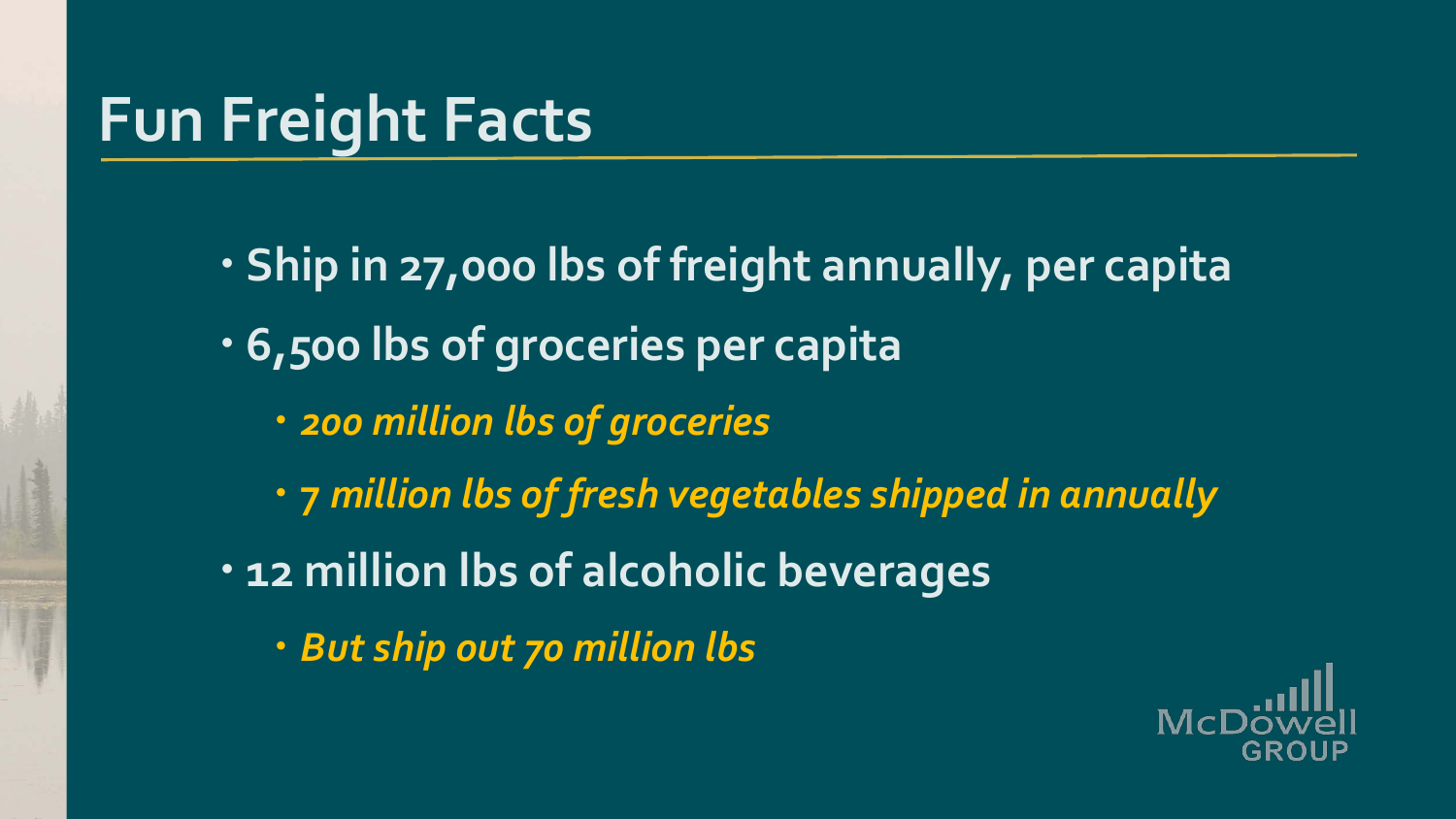# Fun Freight Facts

- Ship in 27,000 lbs of freight annually, per capita
- 6,500 lbs of groceries per capita
  - *200 million lbs of groceries*
  - *7 million lbs of fresh vegetables shipped in annually*
- 12 million lbs of alcoholic beverages
  - *But ship out 70 million lbs*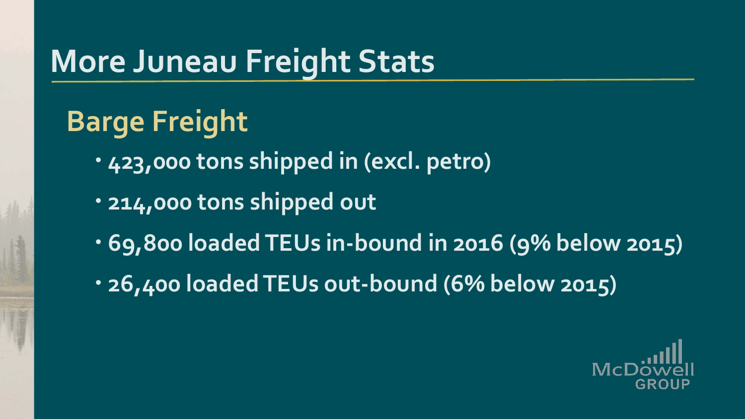# More Juneau Freight Stats

## Barge Freight

- 423,000 tons shipped in (excl. petro)
- 214,000 tons shipped out
- 69,800 loaded TEUs in-bound in 2016 (9% below 2015)
- 26,400 loaded TEUs out-bound (6% below 2015)

McDowell GROUP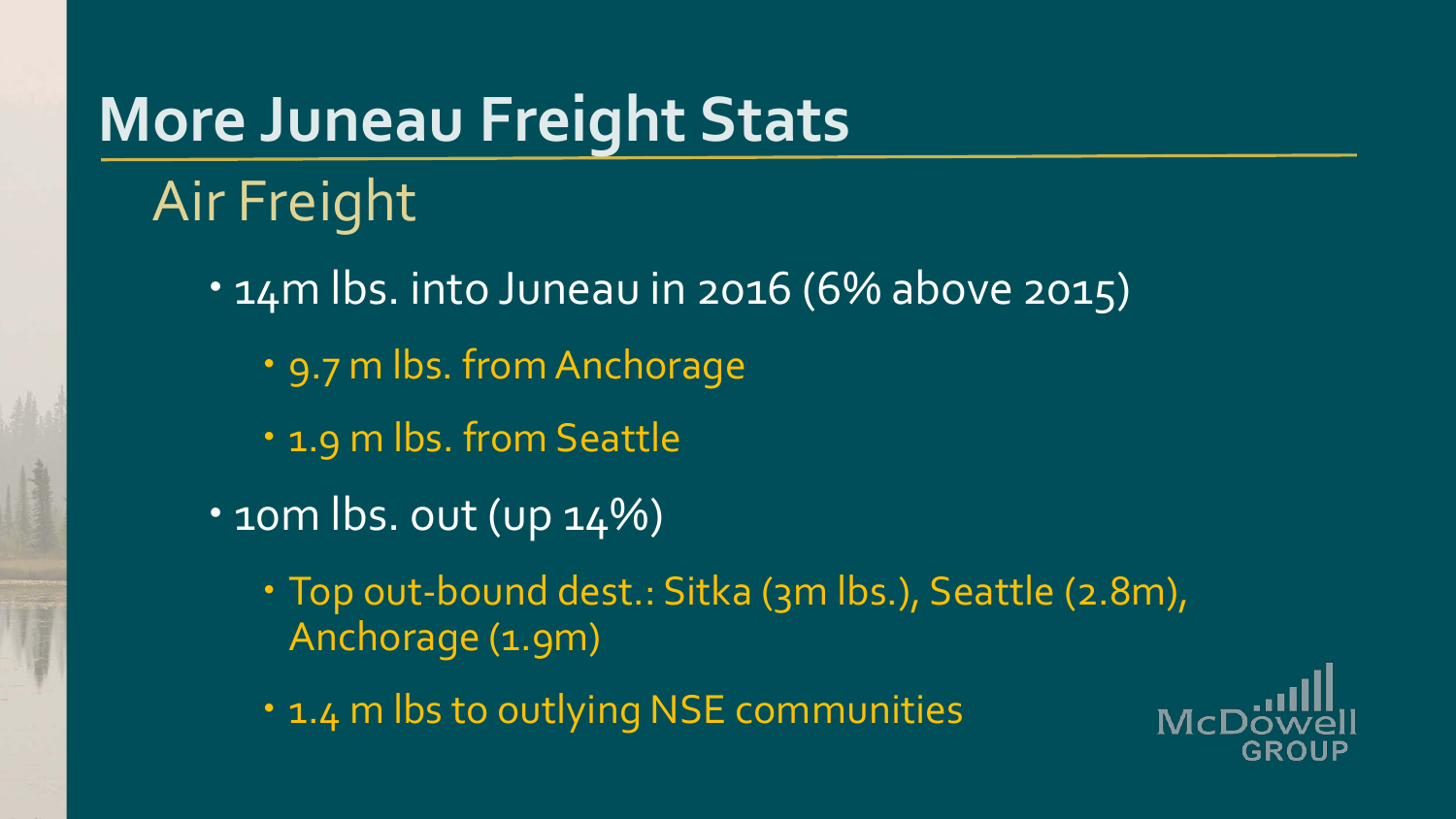# More Juneau Freight Stats

## Air Freight

- 14m lbs. into Juneau in 2016 (6% above 2015)
  - 9.7 m lbs. from Anchorage
  - 1.9 m lbs. from Seattle
- 10m lbs. out (up 14%)
  - Top out-bound dest.: Sitka (3m lbs.), Seattle (2.8m), Anchorage (1.9m)
  - 1.4 m lbs to outlying NSE communities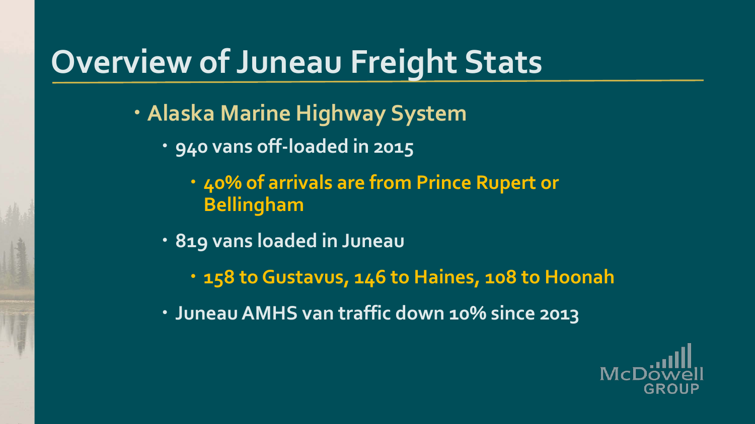# Overview of Juneau Freight Stats

- Alaska Marine Highway System
  - 940 vans off-loaded in 2015
    - 40% of arrivals are from Prince Rupert or Bellingham
  - 819 vans loaded in Juneau
    - 158 to Gustavus, 146 to Haines, 108 to Hoonah
  - Juneau AMHS van traffic down 10% since 2013

McDowell GROUP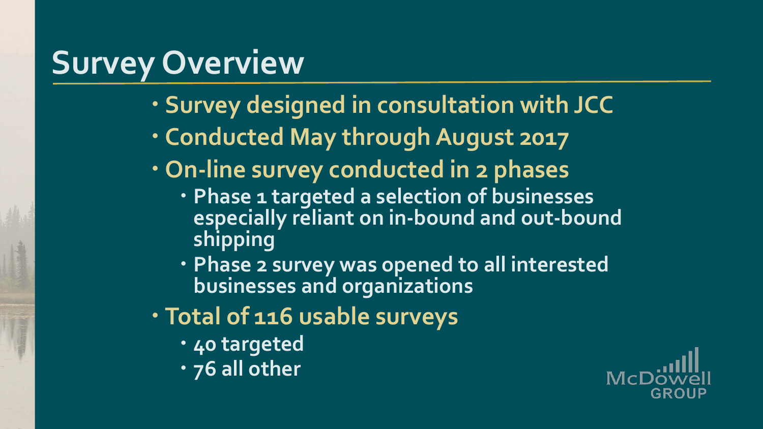# Survey Overview

- Survey designed in consultation with JCC
- Conducted May through August 2017
- On-line survey conducted in 2 phases
  - Phase 1 targeted a selection of businesses especially reliant on in-bound and out-bound shipping
  - Phase 2 survey was opened to all interested businesses and organizations
- Total of 116 usable surveys
  - 40 targeted
  - 76 all other

McDowell GROUP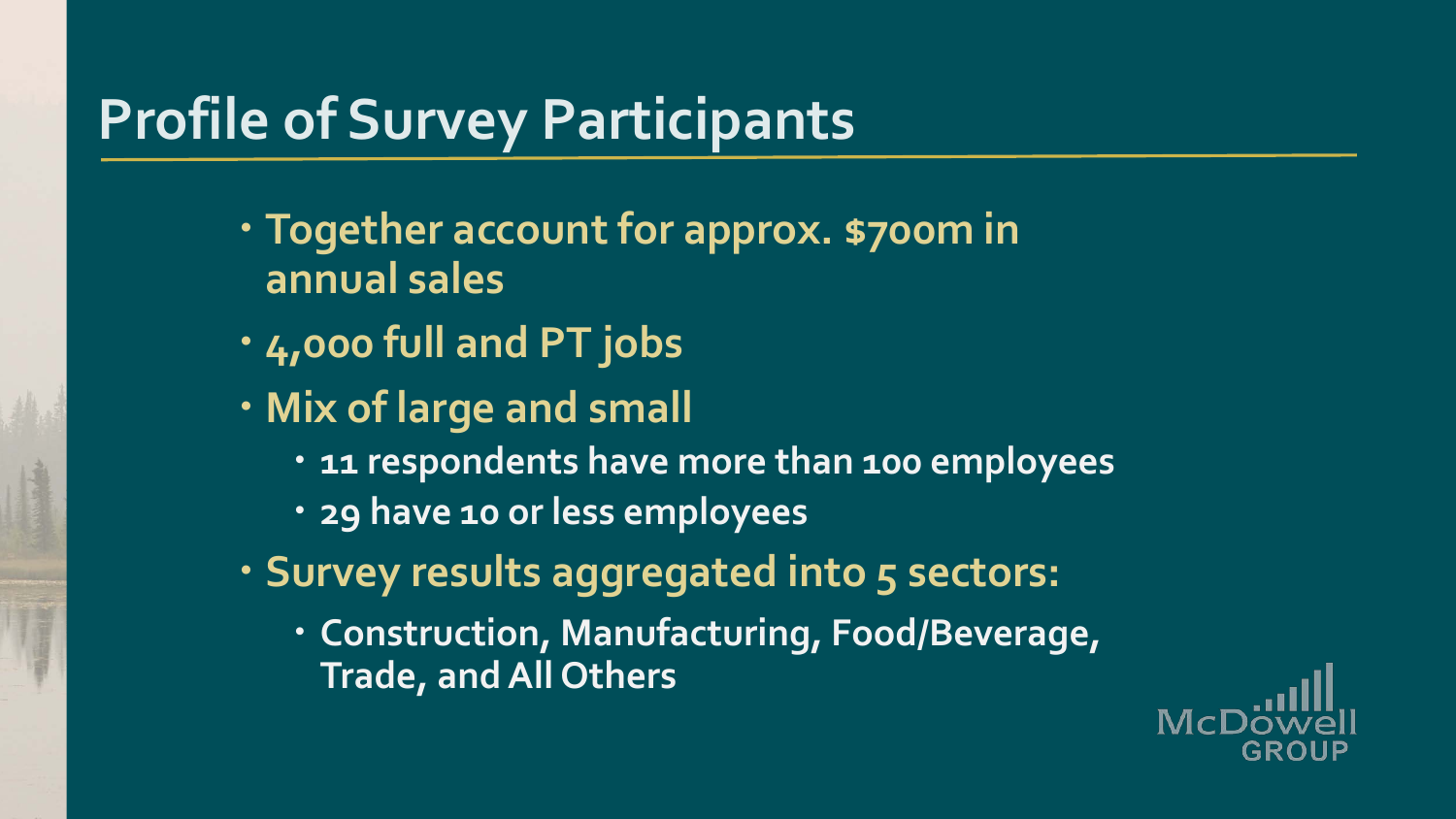# Profile of Survey Participants

- Together account for approx. $700m in annual sales
- 4,000 full and PT jobs
- Mix of large and small
  - 11 respondents have more than 100 employees
  - 29 have 10 or less employees
- Survey results aggregated into 5 sectors:
  - Construction, Manufacturing, Food/Beverage, Trade, and All Others

McDowell GROUP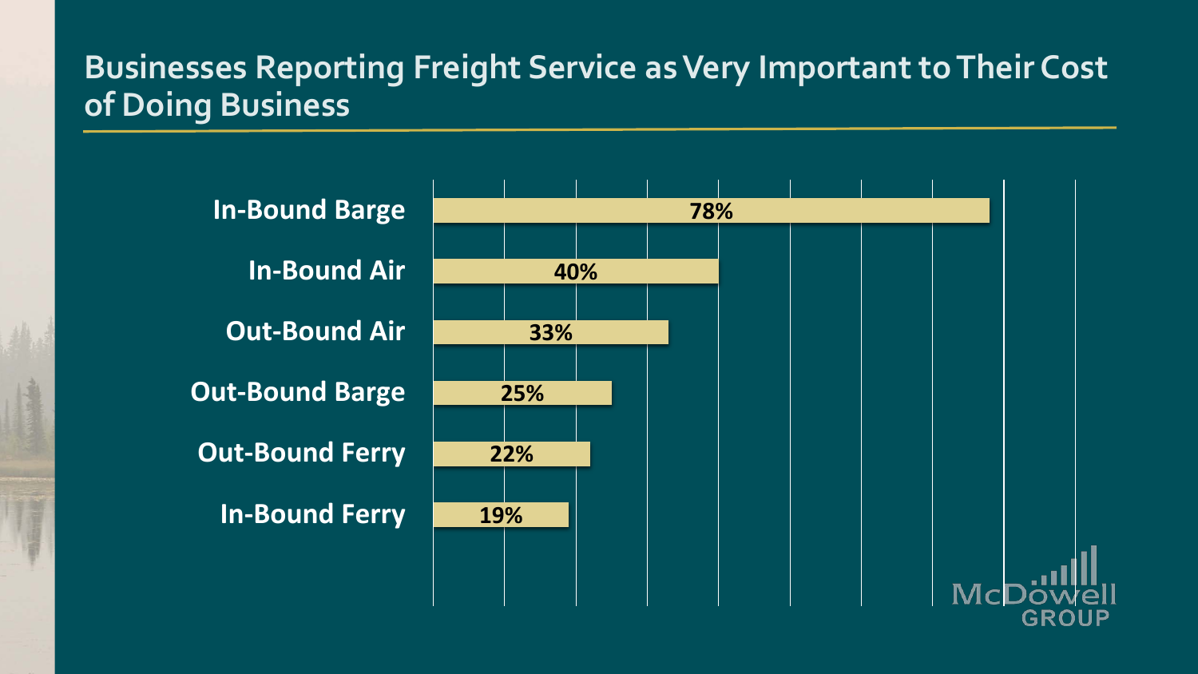## Businesses Reporting Freight Service as Very Important to Their Cost of Doing Business

| Freight Service | Percent |
| --- | --- |
| In-Bound Barge | 78% |
| In-Bound Air | 40% |
| Out-Bound Air | 33% |
| Out-Bound Barge | 25% |
| Out-Bound Ferry | 22% |
| In-Bound Ferry | 19% |

McDowell GROUP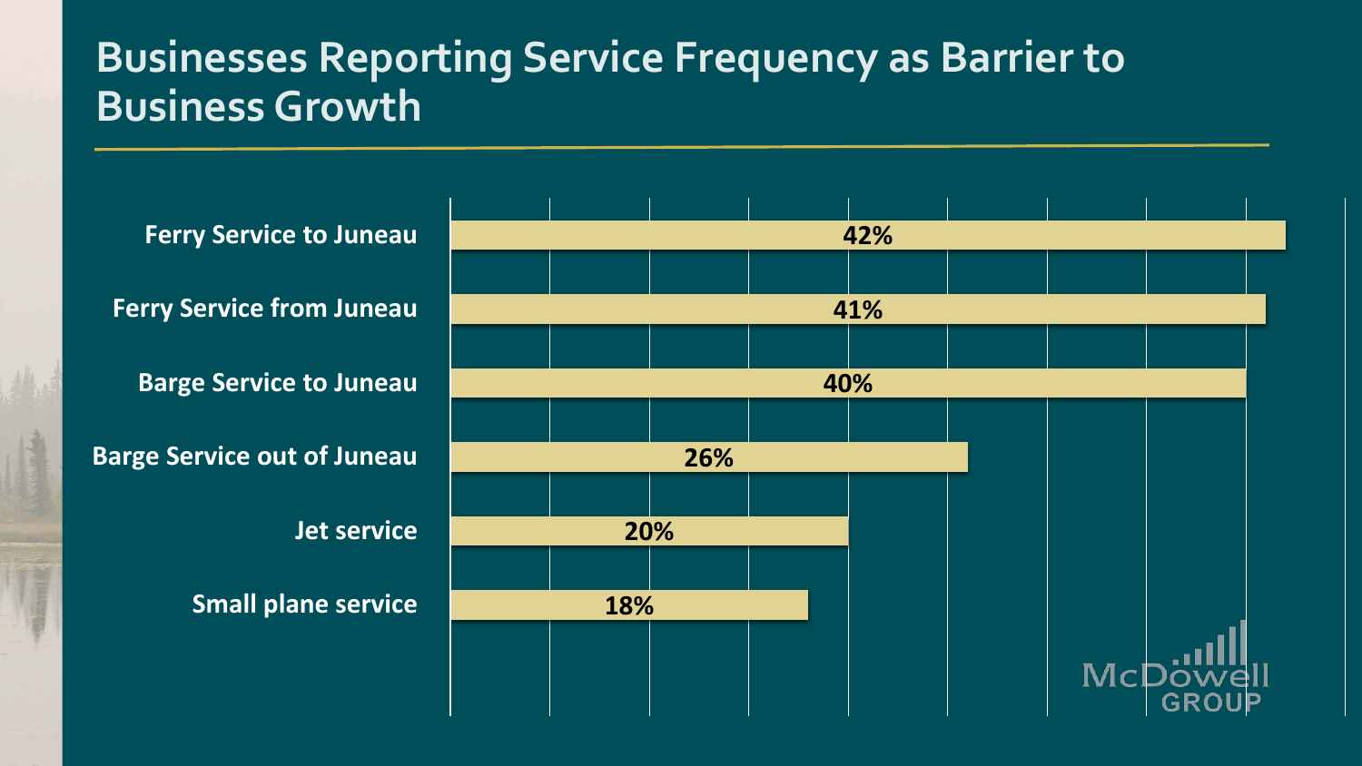# Businesses Reporting Service Frequency as Barrier to Business Growth

| Service | Percent |
| --- | --- |
| Ferry Service to Juneau | 42% |
| Ferry Service from Juneau | 41% |
| Barge Service to Juneau | 40% |
| Barge Service out of Juneau | 26% |
| Jet service | 20% |
| Small plane service | 18% |

McDowell GROUP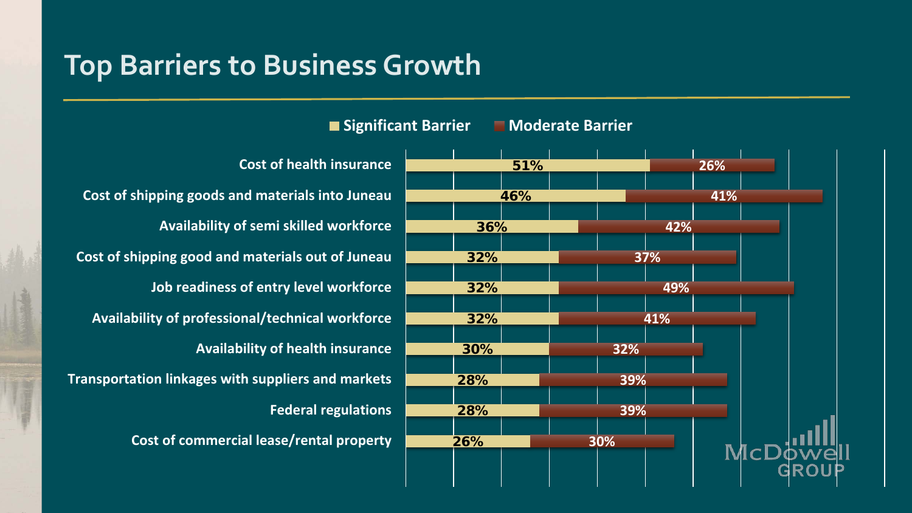# Top Barriers to Business Growth

| Barrier | Significant Barrier | Moderate Barrier |
| --- | --- | --- |
| Cost of health insurance | 51% | 26% |
| Cost of shipping goods and materials into Juneau | 46% | 41% |
| Availability of semi skilled workforce | 36% | 42% |
| Cost of shipping good and materials out of Juneau | 32% | 37% |
| Job readiness of entry level workforce | 32% | 49% |
| Availability of professional/technical workforce | 32% | 41% |
| Availability of health insurance | 30% | 32% |
| Transportation linkages with suppliers and markets | 28% | 39% |
| Federal regulations | 28% | 39% |
| Cost of commercial lease/rental property | 26% | 30% |

McDowell GROUP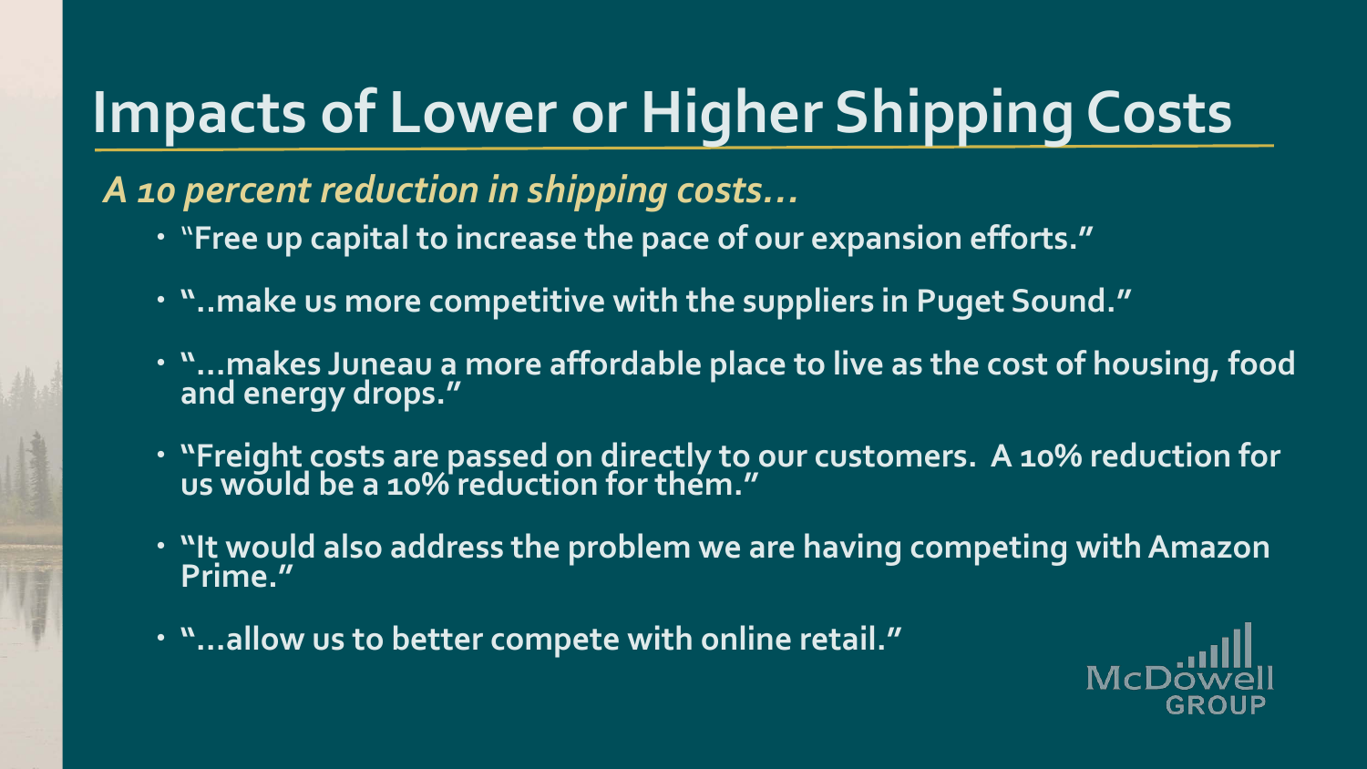# Impacts of Lower or Higher Shipping Costs

*A 10 percent reduction in shipping costs…*

- "Free up capital to increase the pace of our expansion efforts."
- "..make us more competitive with the suppliers in Puget Sound."
- "…makes Juneau a more affordable place to live as the cost of housing, food and energy drops."
- "Freight costs are passed on directly to our customers. A 10% reduction for us would be a 10% reduction for them."
- "It would also address the problem we are having competing with Amazon Prime."
- "…allow us to better compete with online retail."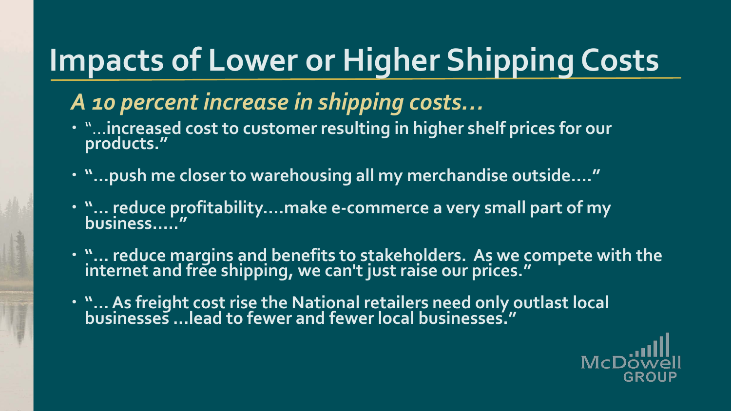# Impacts of Lower or Higher Shipping Costs

## *A 10 percent increase in shipping costs…*

- "…increased cost to customer resulting in higher shelf prices for our products."
- "…push me closer to warehousing all my merchandise outside…."
- "… reduce profitability….make e-commerce a very small part of my business….."
- "… reduce margins and benefits to stakeholders. As we compete with the internet and free shipping, we can't just raise our prices."
- "… As freight cost rise the National retailers need only outlast local businesses …lead to fewer and fewer local businesses."

McDowell GROUP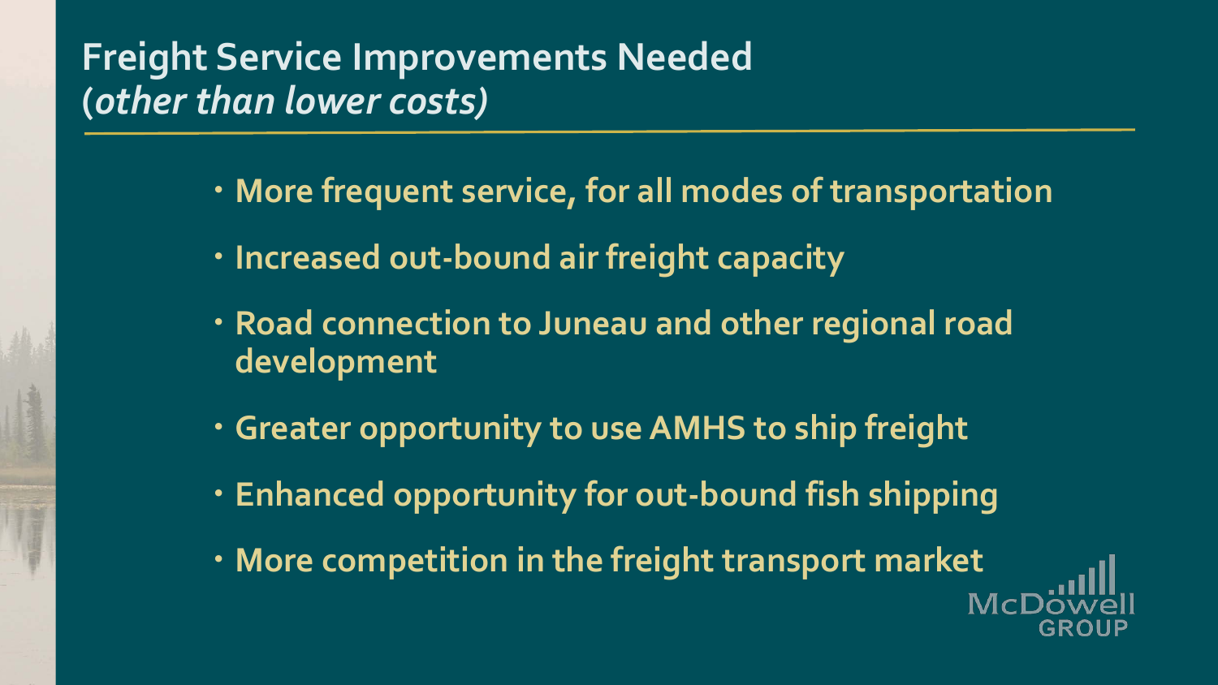## Freight Service Improvements Needed
## *(other than lower costs)*

- More frequent service, for all modes of transportation
- Increased out-bound air freight capacity
- Road connection to Juneau and other regional road development
- Greater opportunity to use AMHS to ship freight
- Enhanced opportunity for out-bound fish shipping
- More competition in the freight transport market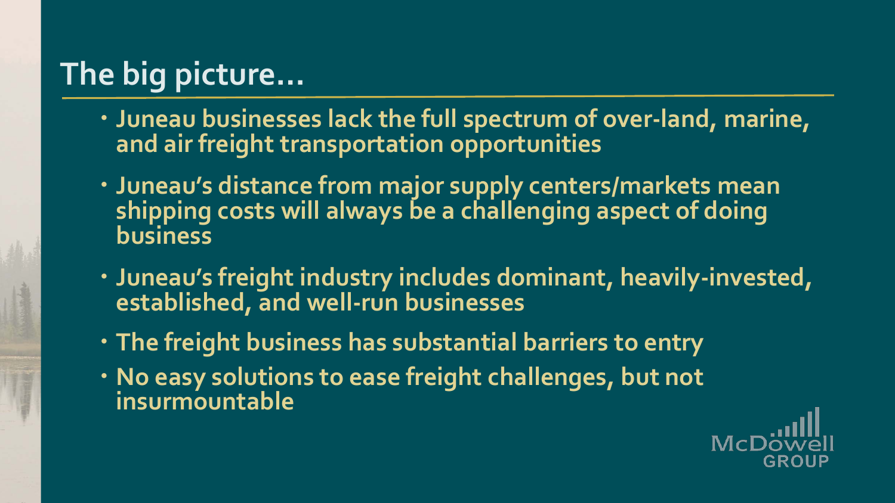# The big picture…

- Juneau businesses lack the full spectrum of over-land, marine, and air freight transportation opportunities
- Juneau's distance from major supply centers/markets mean shipping costs will always be a challenging aspect of doing business
- Juneau's freight industry includes dominant, heavily-invested, established, and well-run businesses
- The freight business has substantial barriers to entry
- No easy solutions to ease freight challenges, but not insurmountable

McDowell GROUP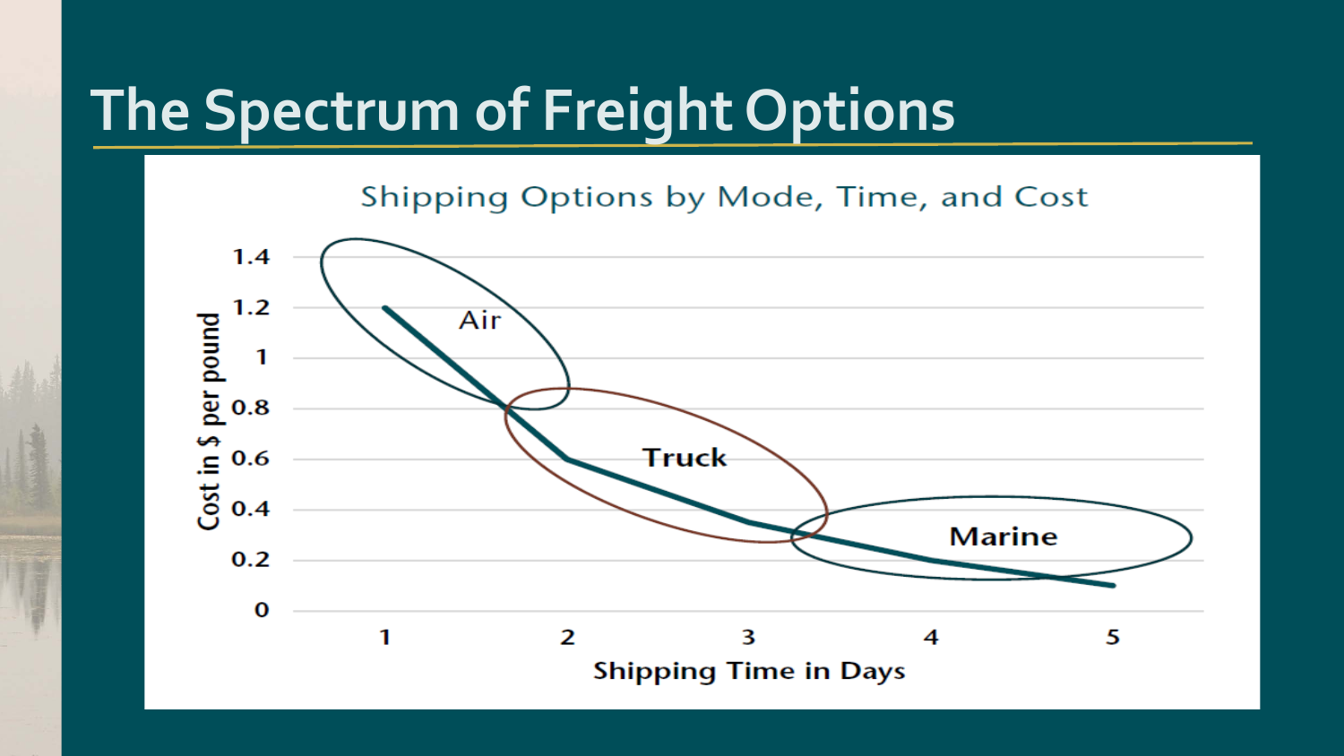# The Spectrum of Freight Options

Shipping Options by Mode, Time, and Cost

Cost in $ per pound

1.4
1.2
1
0.8
0.6
0.4
0.2
0

Air

Truck

Marine

1 2 3 4 5

Shipping Time in Days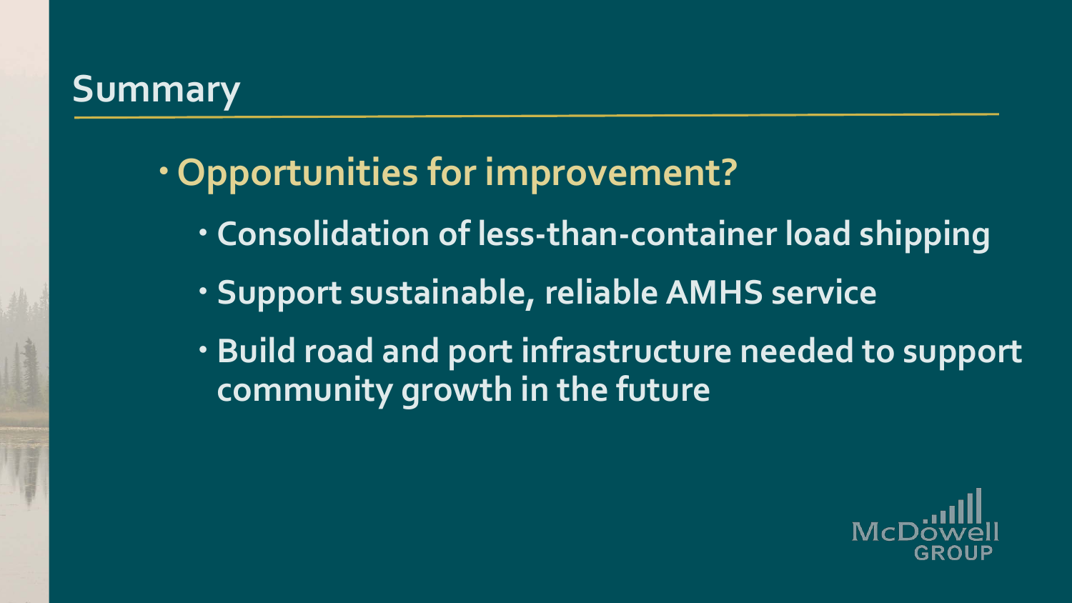## Summary

- **Opportunities for improvement?**
  - Consolidation of less-than-container load shipping
  - Support sustainable, reliable AMHS service
  - Build road and port infrastructure needed to support community growth in the future

McDowell GROUP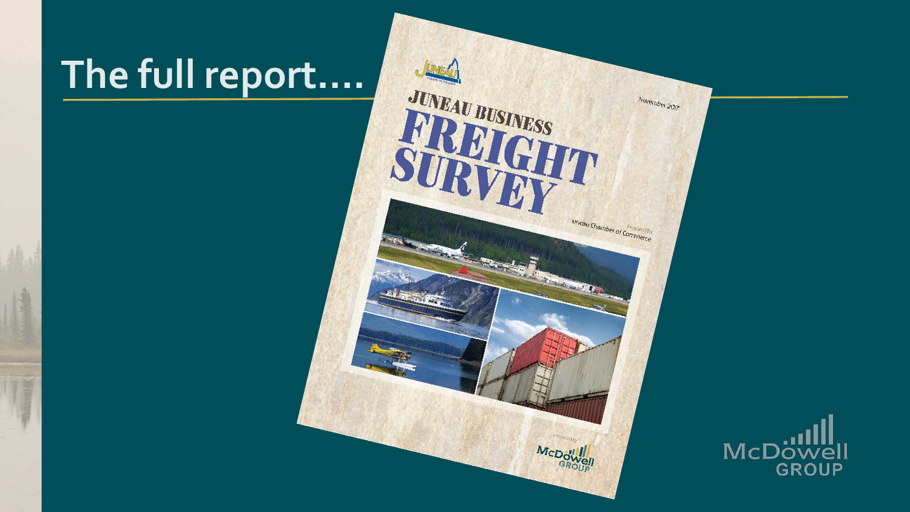# The full report….

JUNEAU BUSINESS FREIGHT SURVEY

November 2017

Prepared for Juneau Chamber of Commerce

Prepared by McDowell Group

McDowell GROUP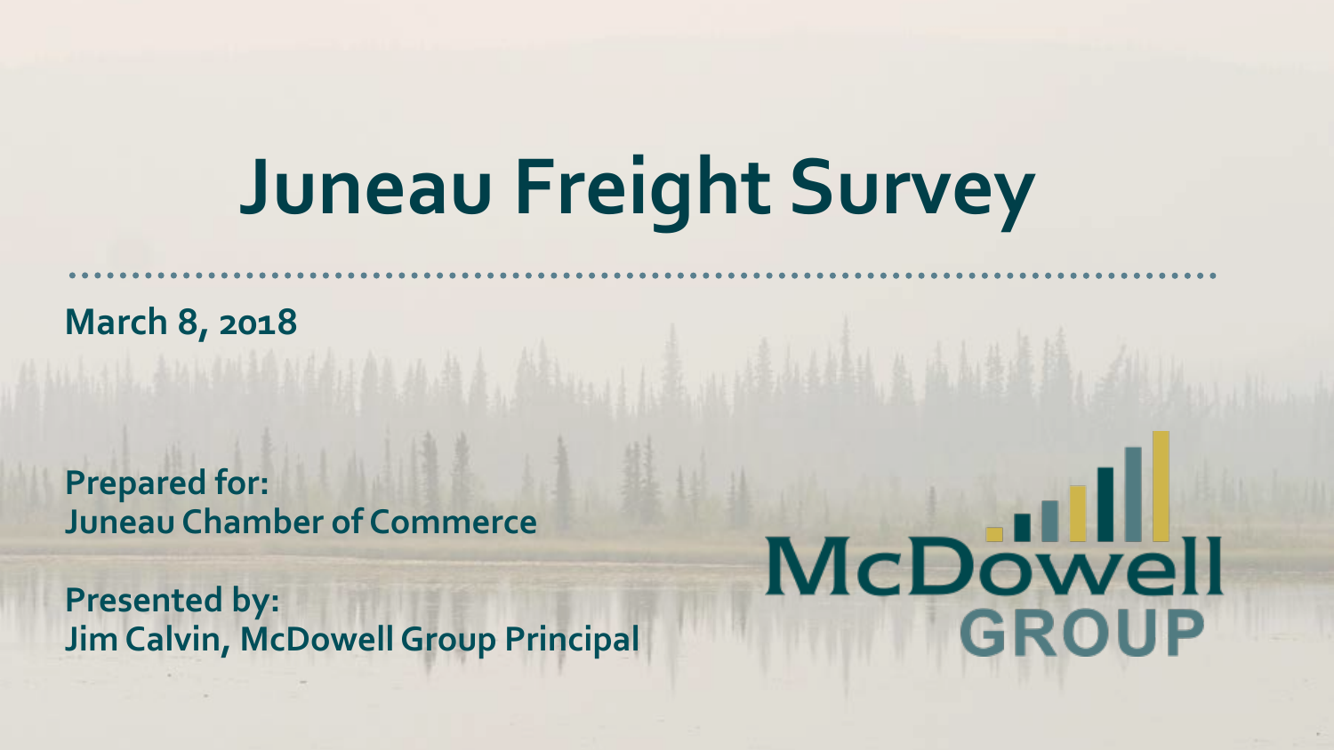# Juneau Freight Survey

March 8, 2018

**Prepared for:**
**Juneau Chamber of Commerce**

**Presented by:**
**Jim Calvin, McDowell Group Principal**

McDowell GROUP